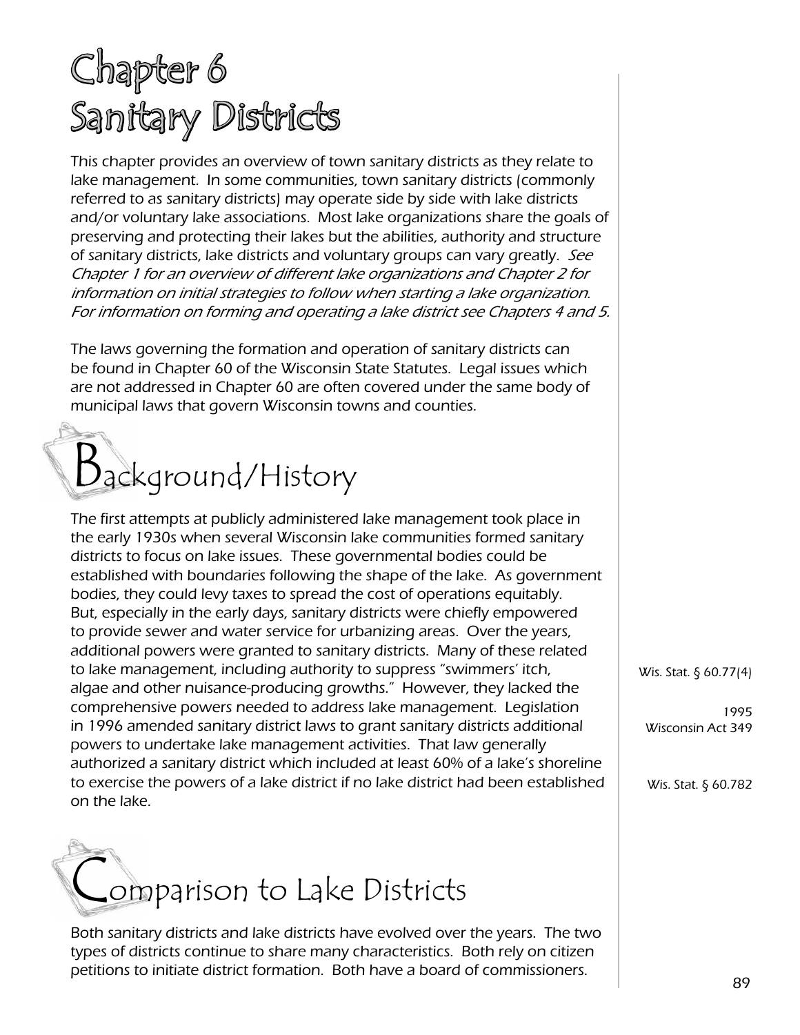# Chapter 6 Sanitary Districts

This chapter provides an overview of town sanitary districts as they relate to lake management. In some communities, town sanitary districts (commonly referred to as sanitary districts) may operate side by side with lake districts and/or voluntary lake associations. Most lake organizations share the goals of preserving and protecting their lakes but the abilities, authority and structure of sanitary districts, lake districts and voluntary groups can vary greatly. *See Chapter 1 for an overview of different lake organizations and Chapter 2 for information on initial strategies to follow when starting a lake organization. For information on forming and operating a lake district see Chapters 4 and 5.*

The laws governing the formation and operation of sanitary districts can be found in Chapter 60 of the Wisconsin State Statutes. Legal issues which are not addressed in Chapter 60 are often covered under the same body of municipal laws that govern Wisconsin towns and counties.

## Background/History

The first attempts at publicly administered lake management took place in the early 1930s when several Wisconsin lake communities formed sanitary districts to focus on lake issues. These governmental bodies could be established with boundaries following the shape of the lake. As government bodies, they could levy taxes to spread the cost of operations equitably. But, especially in the early days, sanitary districts were chiefly empowered to provide sewer and water service for urbanizing areas. Over the years, additional powers were granted to sanitary districts. Many of these related to lake management, including authority to suppress "swimmers' itch, algae and other nuisance-producing growths." However, they lacked the comprehensive powers needed to address lake management. Legislation in 1996 amended sanitary district laws to grant sanitary districts additional powers to undertake lake management activities. That law generally authorized a sanitary district which included at least 60% of a lake's shoreline to exercise the powers of a lake district if no lake district had been established on the lake.

Wis. Stat. § 60.77(4)

1995 Wisconsin Act 349

Wis. Stat. § 60.782

## Comparison to Lake Districts

Both sanitary districts and lake districts have evolved over the years. The two types of districts continue to share many characteristics. Both rely on citizen petitions to initiate district formation. Both have a board of commissioners.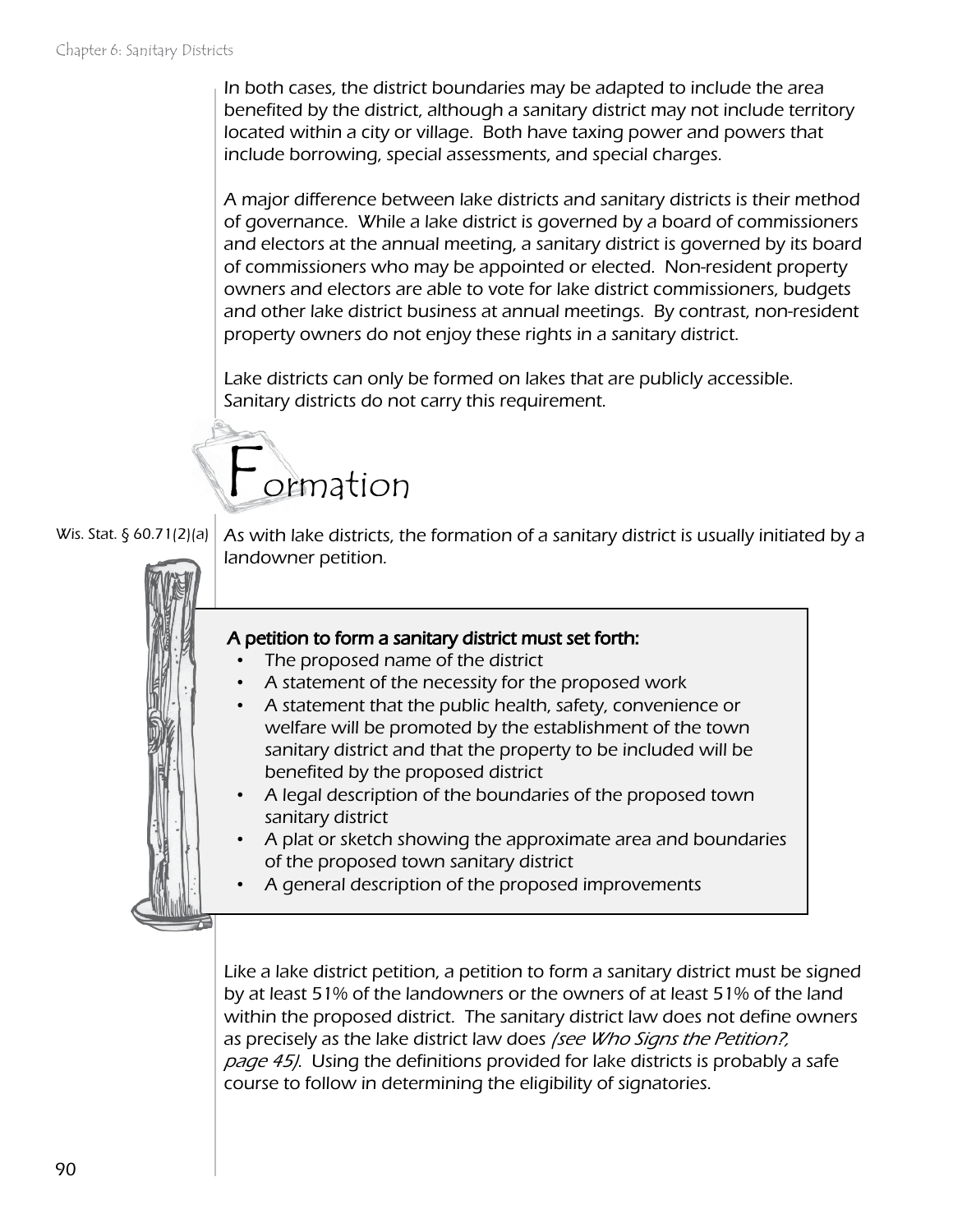*In both cases, the district boundaries may be adapted to include the area benefited by the district, although a sanitary district may not include territory located within a city or village. Both have taxing power and powers that include borrowing, special assessments, and special charges.*

*A major difference between lake districts and sanitary districts is their method of governance. While a lake district is governed by a board of commissioners and electors at the annual meeting, a sanitary district is governed by its board of commissioners who may be appointed or elected. Non-resident property owners and electors are able to vote for lake district commissioners, budgets and other lake district business at annual meetings. By contrast, non-resident property owners do not enjoy these rights in a sanitary district.*

*Lake districts can only be formed on lakes that are publicly accessible. Sanitary districts do not carry this requirement.*

# Formation

Wis. Stat. § 60.71(2)(a)

As with lake districts, the formation of a sanitary district is usually initiated by a landowner petition.

**A petition to form a sanitary district must set forth:**

- The proposed name of the district
- A statement of the necessity for the proposed work
- A statement that the public health, safety, convenience or welfare will be promoted by the establishment of the town sanitary district and that the property to be included will be benefited by the proposed district
- A legal description of the boundaries of the proposed town sanitary district
- A plat or sketch showing the approximate area and boundaries of the proposed town sanitary district
- A general description of the proposed improvements

Like a lake district petition, a petition to form a sanitary district must be signed by at least 51% of the landowners or the owners of at least 51% of the land within the proposed district. The sanitary district law does not define owners as precisely as the lake district law does *(see Who Signs the Petition?, page 45)*. Using the definitions provided for lake districts is probably a safe course to follow in determining the eligibility of signatories.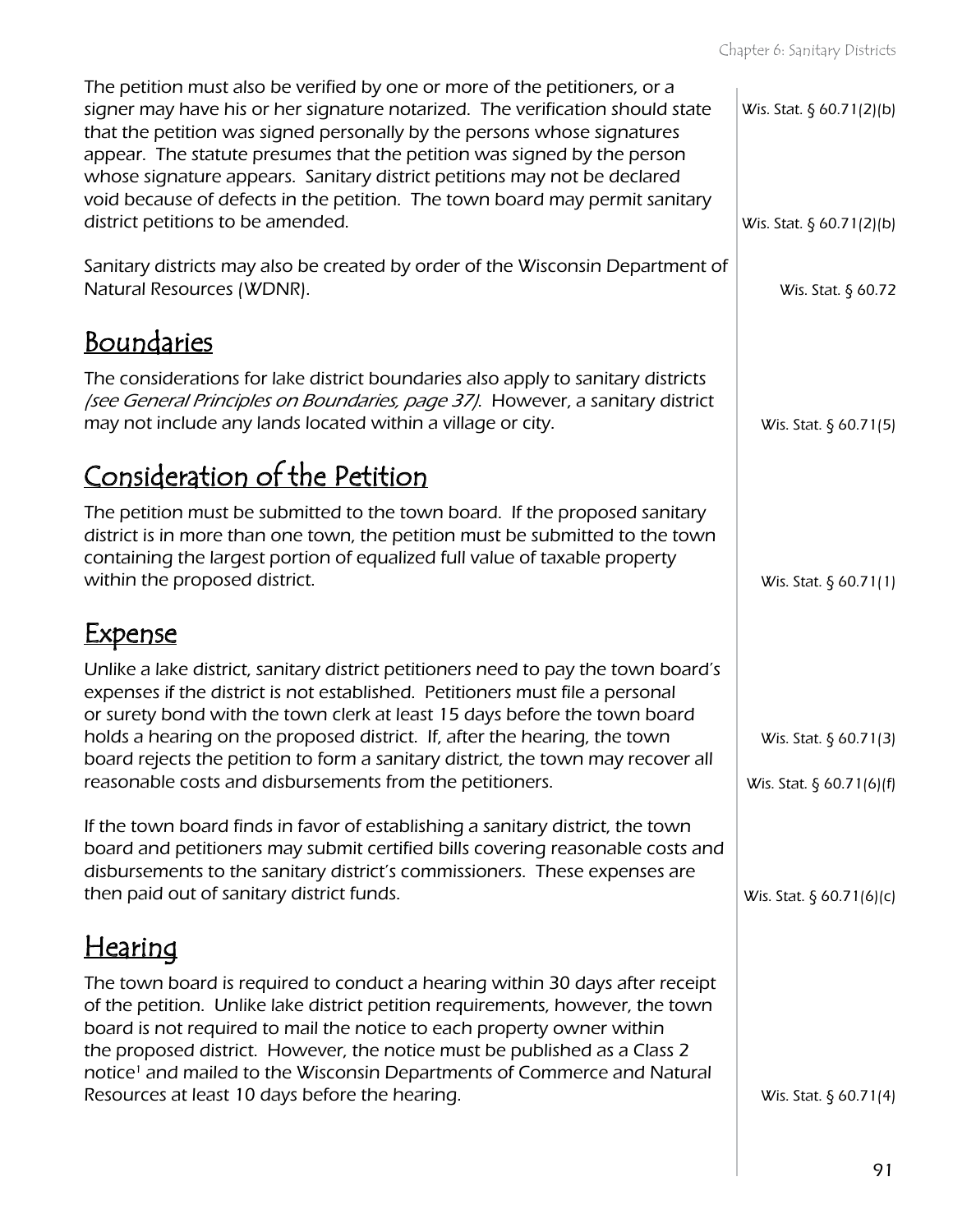The petition must also be verified by one or more of the petitioners, or a signer may have his or her signature notarized. The verification should state that the petition was signed personally by the persons whose signatures appear. The statute presumes that the petition was signed by the person whose signature appears. Sanitary district petitions may not be declared void because of defects in the petition. The town board may permit sanitary district petitions to be amended.

Wis. Stat. § 60.71(2)(b)

Wis. Stat. § 60.71(2)(b)

Sanitary districts may also be created by order of the Wisconsin Department of Natural Resources (WDNR).

Wis. Stat. § 60.72

## Boundaries

The considerations for lake district boundaries also apply to sanitary districts *(see General Principles on Boundaries, page 37)*. However, a sanitary district may not include any lands located within a village or city.

Wis. Stat. § 60.71(5)

## Consideration of the Petition

The petition must be submitted to the town board. If the proposed sanitary district is in more than one town, the petition must be submitted to the town containing the largest portion of equalized full value of taxable property within the proposed district.

Wis. Stat. § 60.71(1)

## Expense

Unlike a lake district, sanitary district petitioners need to pay the town board's expenses if the district is not established. Petitioners must file a personal or surety bond with the town clerk at least 15 days before the town board holds a hearing on the proposed district. If, after the hearing, the town board rejects the petition to form a sanitary district, the town may recover all reasonable costs and disbursements from the petitioners.

Wis. Stat. § 60.71(3)

Wis. Stat. § 60.71(6)(f)

If the town board finds in favor of establishing a sanitary district, the town board and petitioners may submit certified bills covering reasonable costs and disbursements to the sanitary district's commissioners. These expenses are then paid out of sanitary district funds.

Wis. Stat. § 60.71(6)(c)

## Hearing

The town board is required to conduct a hearing within 30 days after receipt of the petition. Unlike lake district petition requirements, however, the town board is not required to mail the notice to each property owner within the proposed district. However, the notice must be published as a Class 2 notice[1] and mailed to the Wisconsin Departments of Commerce and Natural Resources at least 10 days before the hearing.

Wis. Stat. § 60.71(4)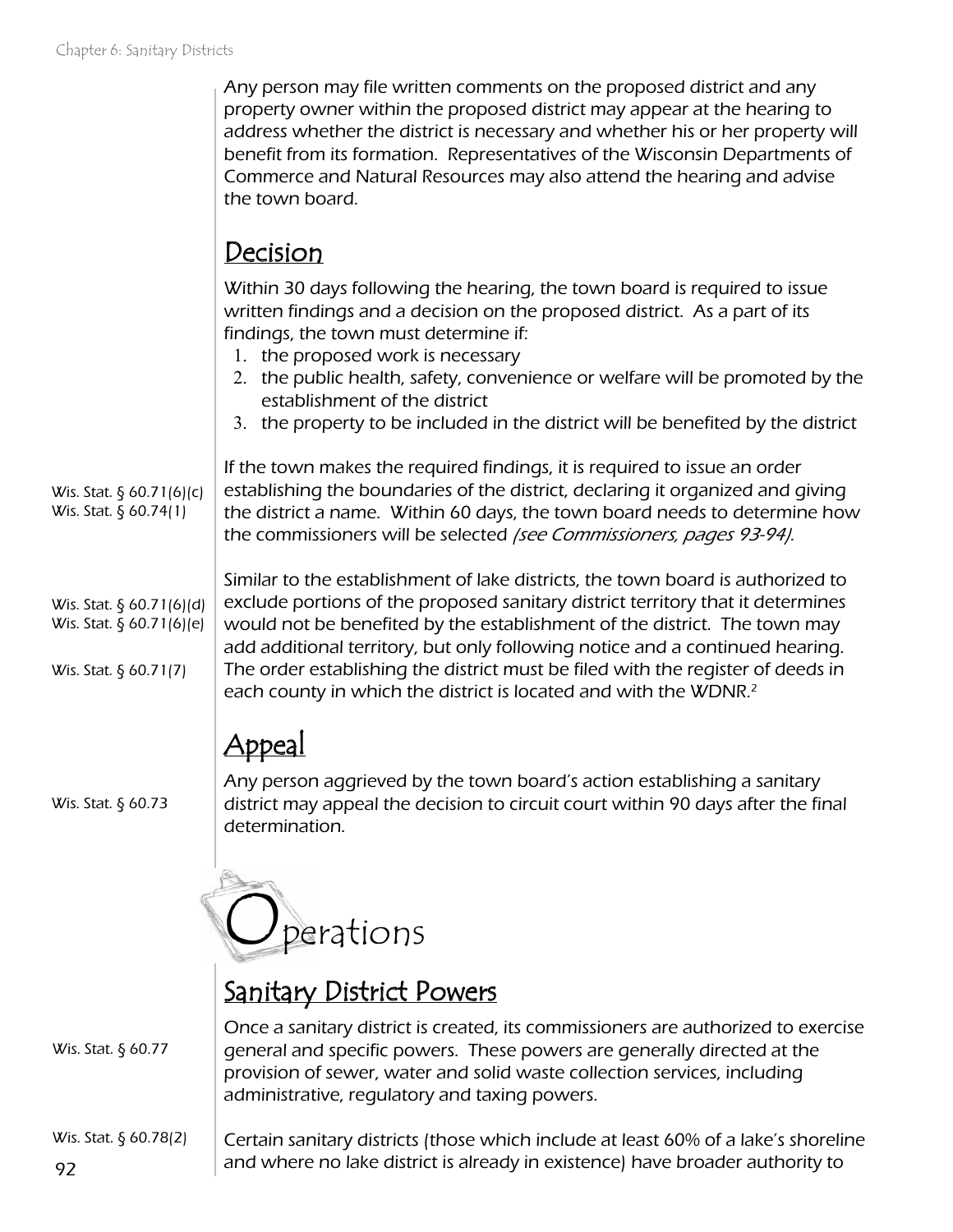Any person may file written comments on the proposed district and any property owner within the proposed district may appear at the hearing to address whether the district is necessary and whether his or her property will benefit from its formation. Representatives of the Wisconsin Departments of Commerce and Natural Resources may also attend the hearing and advise the town board.

## Decision

Within 30 days following the hearing, the town board is required to issue written findings and a decision on the proposed district. As a part of its findings, the town must determine if:

1. the proposed work is necessary
2. the public health, safety, convenience or welfare will be promoted by the establishment of the district
3. the property to be included in the district will be benefited by the district

Wis. Stat. § 60.71(6)(c)
Wis. Stat. § 60.74(1)

If the town makes the required findings, it is required to issue an order establishing the boundaries of the district, declaring it organized and giving the district a name. Within 60 days, the town board needs to determine how the commissioners will be selected *(see Commissioners, pages 93-94)*.

Wis. Stat. § 60.71(6)(d)
Wis. Stat. § 60.71(6)(e)

Wis. Stat. § 60.71(7)

Similar to the establishment of lake districts, the town board is authorized to exclude portions of the proposed sanitary district territory that it determines would not be benefited by the establishment of the district. The town may add additional territory, but only following notice and a continued hearing. The order establishing the district must be filed with the register of deeds in each county in which the district is located and with the WDNR.[2]

## Appeal

Wis. Stat. § 60.73

Any person aggrieved by the town board's action establishing a sanitary district may appeal the decision to circuit court within 90 days after the final determination.

# Operations

## Sanitary District Powers

Wis. Stat. § 60.77

Once a sanitary district is created, its commissioners are authorized to exercise general and specific powers. These powers are generally directed at the provision of sewer, water and solid waste collection services, including administrative, regulatory and taxing powers.

Wis. Stat. § 60.78(2)

Certain sanitary districts (those which include at least 60% of a lake's shoreline and where no lake district is already in existence) have broader authority to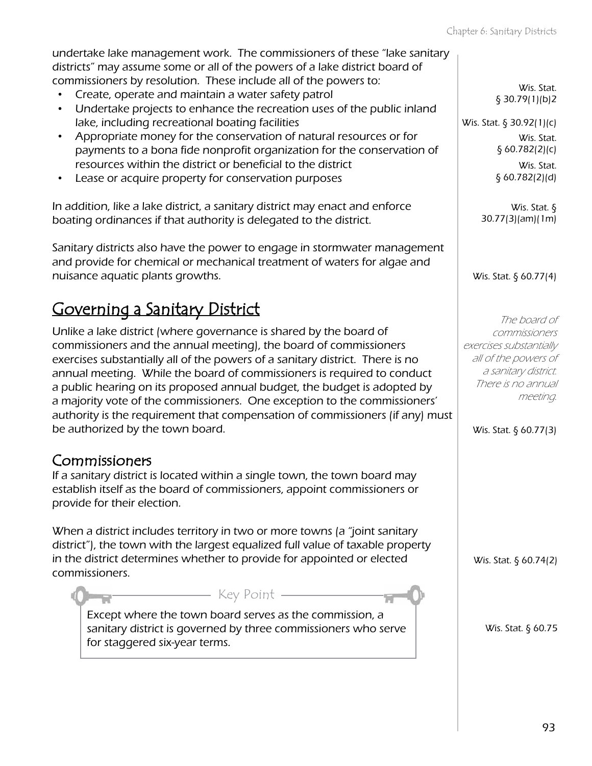undertake lake management work. The commissioners of these "lake sanitary districts" may assume some or all of the powers of a lake district board of commissioners by resolution. These include all of the powers to:

- Create, operate and maintain a water safety patrol
- Undertake projects to enhance the recreation uses of the public inland lake, including recreational boating facilities
- Appropriate money for the conservation of natural resources or for payments to a bona fide nonprofit organization for the conservation of resources within the district or beneficial to the district
- Lease or acquire property for conservation purposes

Wis. Stat. § 30.79(1)(b)2

Wis. Stat. § 30.92(1)(c)

Wis. Stat. § 60.782(2)(c)

Wis. Stat. § 60.782(2)(d)

In addition, like a lake district, a sanitary district may enact and enforce boating ordinances if that authority is delegated to the district.

Wis. Stat. § 30.77(3)(am)(1m)

Sanitary districts also have the power to engage in stormwater management and provide for chemical or mechanical treatment of waters for algae and nuisance aquatic plants growths.

Wis. Stat. § 60.77(4)

## Governing a Sanitary District

Unlike a lake district (where governance is shared by the board of commissioners and the annual meeting), the board of commissioners exercises substantially all of the powers of a sanitary district. There is no annual meeting. While the board of commissioners is required to conduct a public hearing on its proposed annual budget, the budget is adopted by a majority vote of the commissioners. One exception to the commissioners' authority is the requirement that compensation of commissioners (if any) must be authorized by the town board.

*The board of commissioners exercises substantially all of the powers of a sanitary district. There is no annual meeting.*

Wis. Stat. § 60.77(3)

### Commissioners

If a sanitary district is located within a single town, the town board may establish itself as the board of commissioners, appoint commissioners or provide for their election.

When a district includes territory in two or more towns (a "joint sanitary district"), the town with the largest equalized full value of taxable property in the district determines whether to provide for appointed or elected commissioners.

Wis. Stat. § 60.74(2)

**Key Point**

Except where the town board serves as the commission, a sanitary district is governed by three commissioners who serve for staggered six-year terms.

Wis. Stat. § 60.75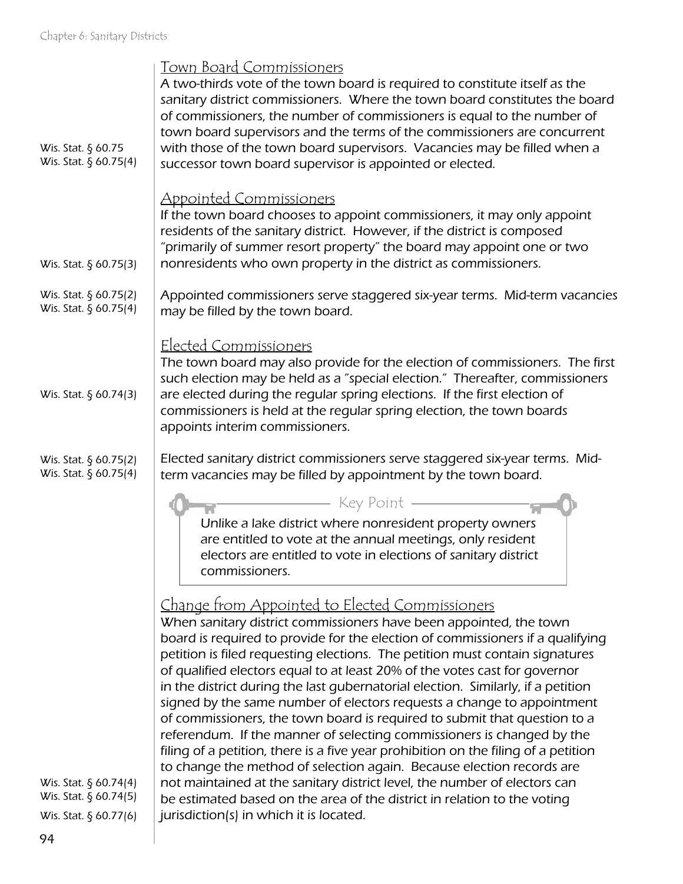### Town Board Commissioners

A two-thirds vote of the town board is required to constitute itself as the sanitary district commissioners. Where the town board constitutes the board of commissioners, the number of commissioners is equal to the number of town board supervisors and the terms of the commissioners are concurrent with those of the town board supervisors. Vacancies may be filled when a successor town board supervisor is appointed or elected.

Wis. Stat. § 60.75
Wis. Stat. § 60.75(4)

### Appointed Commissioners

If the town board chooses to appoint commissioners, it may only appoint residents of the sanitary district. However, if the district is composed "primarily of summer resort property" the board may appoint one or two nonresidents who own property in the district as commissioners.

Wis. Stat. § 60.75(3)

Appointed commissioners serve staggered six-year terms. Mid-term vacancies may be filled by the town board.

Wis. Stat. § 60.75(2)
Wis. Stat. § 60.75(4)

### Elected Commissioners

The town board may also provide for the election of commissioners. The first such election may be held as a "special election." Thereafter, commissioners are elected during the regular spring elections. If the first election of commissioners is held at the regular spring election, the town boards appoints interim commissioners.

Wis. Stat. § 60.74(3)

Elected sanitary district commissioners serve staggered six-year terms. Mid-term vacancies may be filled by appointment by the town board.

Wis. Stat. § 60.75(2)
Wis. Stat. § 60.75(4)

> **Key Point**
>
> Unlike a lake district where nonresident property owners are entitled to vote at the annual meetings, only resident electors are entitled to vote in elections of sanitary district commissioners.

### Change from Appointed to Elected Commissioners

When sanitary district commissioners have been appointed, the town board is required to provide for the election of commissioners if a qualifying petition is filed requesting elections. The petition must contain signatures of qualified electors equal to at least 20% of the votes cast for governor in the district during the last gubernatorial election. Similarly, if a petition signed by the same number of electors requests a change to appointment of commissioners, the town board is required to submit that question to a referendum. If the manner of selecting commissioners is changed by the filing of a petition, there is a five year prohibition on the filing of a petition to change the method of selection again. Because election records are not maintained at the sanitary district level, the number of electors can be estimated based on the area of the district in relation to the voting jurisdiction(s) in which it is located.

Wis. Stat. § 60.74(4)
Wis. Stat. § 60.74(5)
Wis. Stat. § 60.77(6)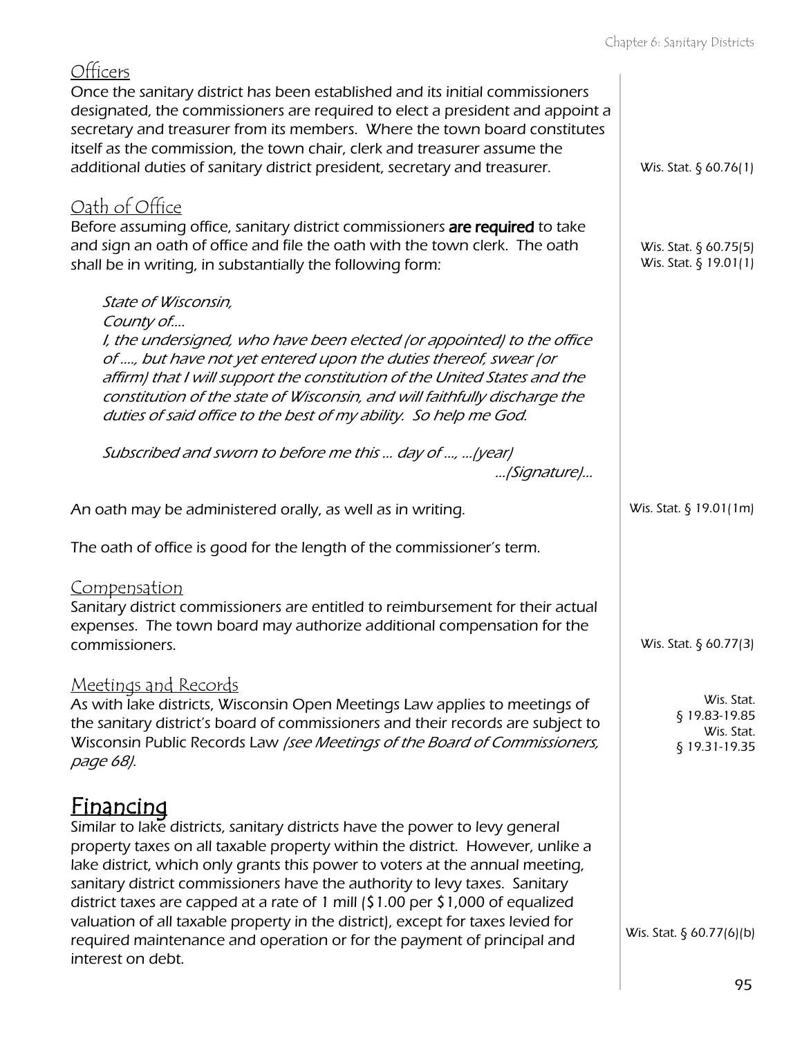### Officers

Once the sanitary district has been established and its initial commissioners designated, the commissioners are required to elect a president and appoint a secretary and treasurer from its members. Where the town board constitutes itself as the commission, the town chair, clerk and treasurer assume the additional duties of sanitary district president, secretary and treasurer.

Wis. Stat. § 60.76(1)

### Oath of Office

Before assuming office, sanitary district commissioners **are required** to take and sign an oath of office and file the oath with the town clerk. The oath shall be in writing, in substantially the following form:

Wis. Stat. § 60.75(5)
Wis. Stat. § 19.01(1)

> *State of Wisconsin,*
> *County of....*
> *I, the undersigned, who have been elected (or appointed) to the office of ...., but have not yet entered upon the duties thereof, swear (or affirm) that I will support the constitution of the United States and the constitution of the state of Wisconsin, and will faithfully discharge the duties of said office to the best of my ability. So help me God.*
>
> *Subscribed and sworn to before me this ... day of ..., ...(year)*
> *...(Signature)...*

An oath may be administered orally, as well as in writing.

Wis. Stat. § 19.01(1m)

The oath of office is good for the length of the commissioner's term.

### Compensation

Sanitary district commissioners are entitled to reimbursement for their actual expenses. The town board may authorize additional compensation for the commissioners.

Wis. Stat. § 60.77(3)

### Meetings and Records

As with lake districts, Wisconsin Open Meetings Law applies to meetings of the sanitary district's board of commissioners and their records are subject to Wisconsin Public Records Law *(see Meetings of the Board of Commissioners, page 68).*

Wis. Stat. § 19.83-19.85
Wis. Stat. § 19.31-19.35

## Financing

Similar to lake districts, sanitary districts have the power to levy general property taxes on all taxable property within the district. However, unlike a lake district, which only grants this power to voters at the annual meeting, sanitary district commissioners have the authority to levy taxes. Sanitary district taxes are capped at a rate of 1 mill ($1.00 per $1,000 of equalized valuation of all taxable property in the district), except for taxes levied for required maintenance and operation or for the payment of principal and interest on debt.

Wis. Stat. § 60.77(6)(b)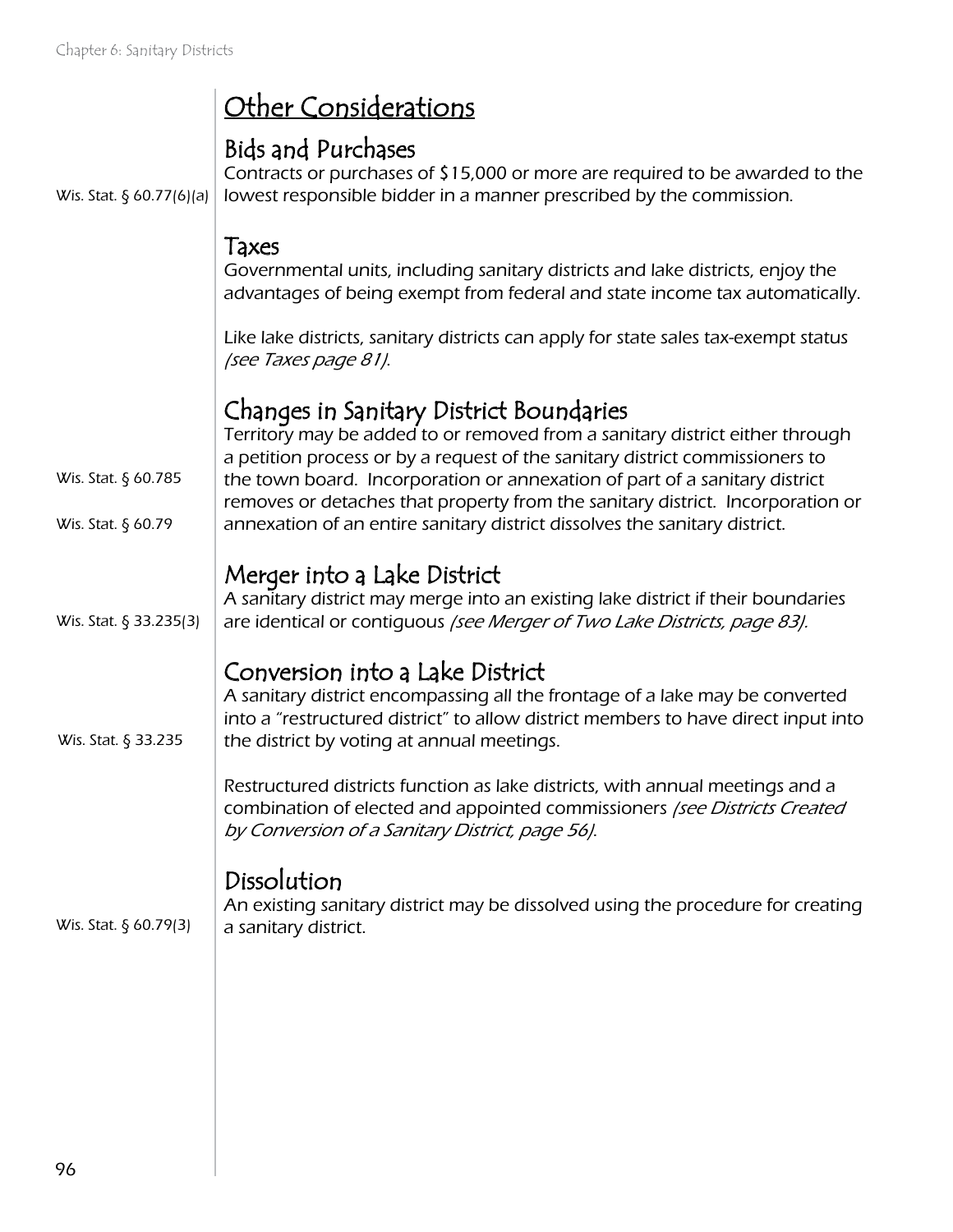# Other Considerations

## Bids and Purchases

Wis. Stat. § 60.77(6)(a)

Contracts or purchases of $15,000 or more are required to be awarded to the lowest responsible bidder in a manner prescribed by the commission.

## Taxes

Governmental units, including sanitary districts and lake districts, enjoy the advantages of being exempt from federal and state income tax automatically.

Like lake districts, sanitary districts can apply for state sales tax-exempt status *(see Taxes page 81)*.

## Changes in Sanitary District Boundaries

Wis. Stat. § 60.785

Wis. Stat. § 60.79

Territory may be added to or removed from a sanitary district either through a petition process or by a request of the sanitary district commissioners to the town board. Incorporation or annexation of part of a sanitary district removes or detaches that property from the sanitary district. Incorporation or annexation of an entire sanitary district dissolves the sanitary district.

## Merger into a Lake District

Wis. Stat. § 33.235(3)

A sanitary district may merge into an existing lake district if their boundaries are identical or contiguous *(see Merger of Two Lake Districts, page 83)*.

## Conversion into a Lake District

Wis. Stat. § 33.235

A sanitary district encompassing all the frontage of a lake may be converted into a "restructured district" to allow district members to have direct input into the district by voting at annual meetings.

Restructured districts function as lake districts, with annual meetings and a combination of elected and appointed commissioners *(see Districts Created by Conversion of a Sanitary District, page 56)*.

## Dissolution

Wis. Stat. § 60.79(3)

An existing sanitary district may be dissolved using the procedure for creating a sanitary district.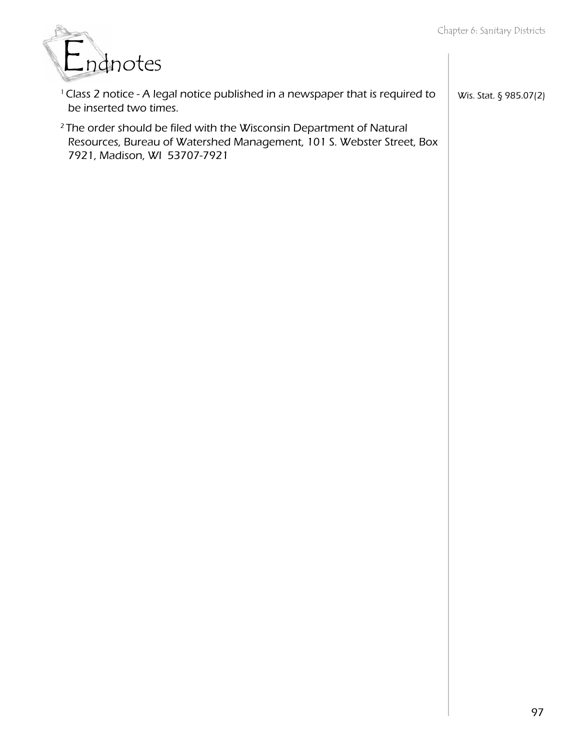# Endnotes

[1] *Class 2 notice - A legal notice published in a newspaper that is required to be inserted two times.*

Wis. Stat. § 985.07(2)

[2] *The order should be filed with the Wisconsin Department of Natural Resources, Bureau of Watershed Management, 101 S. Webster Street, Box 7921, Madison, WI 53707-7921*